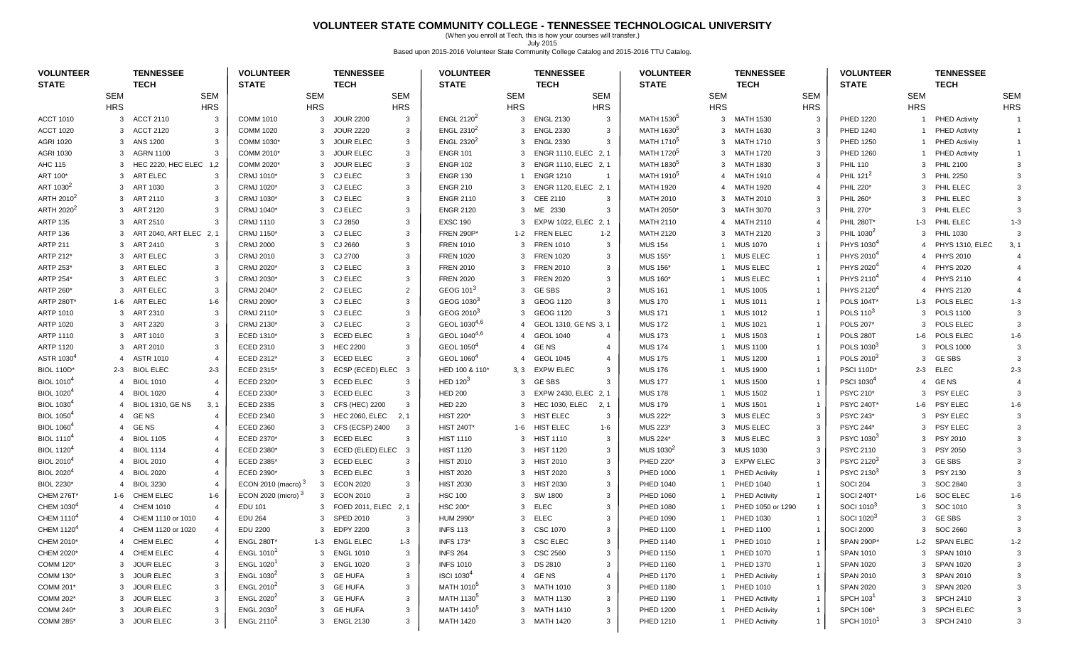# VOLUNTEER STATE COMMUNITY COLLEGE - TENNESSEE TECHNOLOGICAL UNIVERSITY

(When you enroll at Tech, this is how your courses will transfer.)

July 2015

Based upon 2015-2016 Volunteer State Community College Catalog and 2015-2016 TTU Catalog.

| VOLUNTEER STATE | SEM HRS | TENNESSEE TECH | SEM HRS |
|---|---|---|---|
| ACCT 1010 | 3 | ACCT 2110 | 3 |
| ACCT 1020 | 3 | ACCT 2120 | 3 |
| AGRI 1020 | 3 | ANS 1200 | 3 |
| AGRI 1030 | 3 | AGRN 1100 | 3 |
| AHC 115 | 3 | HEC 2220, HEC ELEC | 1,2 |
| ART 100* | 3 | ART ELEC | 3 |
| ART 1030[2] | 3 | ART 1030 | 3 |
| ARTH 2010[2] | 3 | ART 2110 | 3 |
| ARTH 2020[2] | 3 | ART 2120 | 3 |
| ARTP 135 | 3 | ART 2510 | 3 |
| ARTP 136 | 3 | ART 2040, ART ELEC | 2, 1 |
| ARTP 211 | 3 | ART 2410 | 3 |
| ARTP 212* | 3 | ART ELEC | 3 |
| ARTP 253* | 3 | ART ELEC | 3 |
| ARTP 254* | 3 | ART ELEC | 3 |
| ARTP 260* | 3 | ART ELEC | 3 |
| ARTP 280T* | 1-6 | ART ELEC | 1-6 |
| ARTP 1010 | 3 | ART 2310 | 3 |
| ARTP 1020 | 3 | ART 2320 | 3 |
| ARTP 1110 | 3 | ART 1010 | 3 |
| ARTP 1120 | 3 | ART 2010 | 3 |
| ASTR 1030[4] | 4 | ASTR 1010 | 4 |
| BIOL 110D* | 2-3 | BIOL ELEC | 2-3 |
| BIOL 1010[4] | 4 | BIOL 1010 | 4 |
| BIOL 1020[4] | 4 | BIOL 1020 | 4 |
| BIOL 1030[4] | 4 | BIOL 1310, GE NS | 3, 1 |
| BIOL 1050[4] | 4 | GE NS | 4 |
| BIOL 1060[4] | 4 | GE NS | 4 |
| BIOL 1110[4] | 4 | BIOL 1105 | 4 |
| BIOL 1120[4] | 4 | BIOL 1114 | 4 |
| BIOL 2010[4] | 4 | BIOL 2010 | 4 |
| BIOL 2020[4] | 4 | BIOL 2020 | 4 |
| BIOL 2230* | 4 | BIOL 3230 | 4 |
| CHEM 276T* | 1-6 | CHEM ELEC | 1-6 |
| CHEM 1030[4] | 4 | CHEM 1010 | 4 |
| CHEM 1110[4] | 4 | CHEM 1110 or 1010 | 4 |
| CHEM 1120[4] | 4 | CHEM 1120 or 1020 | 4 |
| CHEM 2010* | 4 | CHEM ELEC | 4 |
| CHEM 2020* | 4 | CHEM ELEC | 4 |
| COMM 120* | 3 | JOUR ELEC | 3 |
| COMM 130* | 3 | JOUR ELEC | 3 |
| COMM 201* | 3 | JOUR ELEC | 3 |
| COMM 202* | 3 | JOUR ELEC | 3 |
| COMM 240* | 3 | JOUR ELEC | 3 |
| COMM 285* | 3 | JOUR ELEC | 3 |
| COMM 1010 | 3 | JOUR 2200 | 3 |
| COMM 1020 | 3 | JOUR 2220 | 3 |
| COMM 1030* | 3 | JOUR ELEC | 3 |
| COMM 2010* | 3 | JOUR ELEC | 3 |
| COMM 2020* | 3 | JOUR ELEC | 3 |
| CRMJ 1010* | 3 | CJ ELEC | 3 |
| CRMJ 1020* | 3 | CJ ELEC | 3 |
| CRMJ 1030* | 3 | CJ ELEC | 3 |
| CRMJ 1040* | 3 | CJ ELEC | 3 |
| CRMJ 1110 | 3 | CJ 2850 | 3 |
| CRMJ 1150* | 3 | CJ ELEC | 3 |
| CRMJ 2000 | 3 | CJ 2660 | 3 |
| CRMJ 2010 | 3 | CJ 2700 | 3 |
| CRMJ 2020* | 3 | CJ ELEC | 3 |
| CRMJ 2030* | 3 | CJ ELEC | 3 |
| CRMJ 2040* | 2 | CJ ELEC | 2 |
| CRMJ 2090* | 3 | CJ ELEC | 3 |
| CRMJ 2110* | 3 | CJ ELEC | 3 |
| CRMJ 2130* | 3 | CJ ELEC | 3 |
| ECED 1310* | 3 | ECED ELEC | 3 |
| ECED 2310 | 3 | HEC 2200 | 3 |
| ECED 2312* | 3 | ECED ELEC | 3 |
| ECED 2315* | 3 | ECSP (ECED) ELEC | 3 |
| ECED 2320* | 3 | ECED ELEC | 3 |
| ECED 2330* | 3 | ECED ELEC | 3 |
| ECED 2335 | 3 | CFS (HEC) 2200 | 3 |
| ECED 2340 | 3 | HEC 2060, ELEC | 2, 1 |
| ECED 2360 | 3 | CFS (ECSP) 2400 | 3 |
| ECED 2370* | 3 | ECED ELEC | 3 |
| ECED 2380* | 3 | ECED (ELED) ELEC | 3 |
| ECED 2385* | 3 | ECED ELEC | 3 |
| ECED 2390* | 3 | ECED ELEC | 3 |
| ECON 2010 (macro)[3] | 3 | ECON 2020 | 3 |
| ECON 2020 (micro)[3] | 3 | ECON 2010 | 3 |
| EDU 101 | 3 | FOED 2011, ELEC | 2, 1 |
| EDU 264 | 3 | SPED 2010 | 3 |
| EDU 2200 | 3 | EDPY 2200 | 3 |
| ENGL 280T* | 1-3 | ENGL ELEC | 1-3 |
| ENGL 1010[1] | 3 | ENGL 1010 | 3 |
| ENGL 1020[1] | 3 | ENGL 1020 | 3 |
| ENGL 1030[2] | 3 | GE HUFA | 3 |
| ENGL 2010[2] | 3 | GE HUFA | 3 |
| ENGL 2020[2] | 3 | GE HUFA | 3 |
| ENGL 2030[2] | 3 | GE HUFA | 3 |
| ENGL 2110[2] | 3 | ENGL 2130 | 3 |
| ENGL 2120[2] | 3 | ENGL 2130 | 3 |
| ENGL 2310[2] | 3 | ENGL 2330 | 3 |
| ENGL 2320[2] | 3 | ENGL 2330 | 3 |
| ENGR 101 | 3 | ENGR 1110, ELEC | 2, 1 |
| ENGR 102 | 3 | ENGR 1110, ELEC | 2, 1 |
| ENGR 130 | 1 | ENGR 1210 | 1 |
| ENGR 210 | 3 | ENGR 1120, ELEC | 2, 1 |
| ENGR 2110 | 3 | CEE 2110 | 3 |
| ENGR 2120 | 3 | ME 2330 | 3 |
| EXSC 190 | 3 | EXPW 1022, ELEC | 2, 1 |
| FREN 290P* | 1-2 | FREN ELEC | 1-2 |
| FREN 1010 | 3 | FREN 1010 | 3 |
| FREN 1020 | 3 | FREN 1020 | 3 |
| FREN 2010 | 3 | FREN 2010 | 3 |
| FREN 2020 | 3 | FREN 2020 | 3 |
| GEOG 101[3] | 3 | GE SBS | 3 |
| GEOG 1030[3] | 3 | GEOG 1120 | 3 |
| GEOG 2010[3] | 3 | GEOG 1120 | 3 |
| GEOL 1030[4,6] | 4 | GEOL 1310, GE NS | 3, 1 |
| GEOL 1040[4,6] | 4 | GEOL 1040 | 4 |
| GEOL 1050[4] | 4 | GE NS | 4 |
| GEOL 1060[4] | 4 | GEOL 1045 | 4 |
| HED 100 & 110* | 3, 3 | EXPW ELEC | 3 |
| HED 120[3] | 3 | GE SBS | 3 |
| HED 200 | 3 | EXPW 2430, ELEC | 2, 1 |
| HED 220 | 3 | HEC 1030, ELEC | 2, 1 |
| HIST 220* | 3 | HIST ELEC | 3 |
| HIST 240T* | 1-6 | HIST ELEC | 1-6 |
| HIST 1110 | 3 | HIST 1110 | 3 |
| HIST 1120 | 3 | HIST 1120 | 3 |
| HIST 2010 | 3 | HIST 2010 | 3 |
| HIST 2020 | 3 | HIST 2020 | 3 |
| HIST 2030 | 3 | HIST 2030 | 3 |
| HSC 100 | 3 | SW 1800 | 3 |
| HSC 200* | 3 | ELEC | 3 |
| HUM 2990* | 3 | ELEC | 3 |
| INFS 113 | 3 | CSC 1070 | 3 |
| INFS 173* | 3 | CSC ELEC | 3 |
| INFS 264 | 3 | CSC 2560 | 3 |
| INFS 1010 | 3 | DS 2810 | 3 |
| ISCI 1030[4] | 4 | GE NS | 4 |
| MATH 1010[5] | 3 | MATH 1010 | 3 |
| MATH 1130[5] | 3 | MATH 1130 | 3 |
| MATH 1410[5] | 3 | MATH 1410 | 3 |
| MATH 1420 | 3 | MATH 1420 | 3 |
| MATH 1530[5] | 3 | MATH 1530 | 3 |
| MATH 1630[5] | 3 | MATH 1630 | 3 |
| MATH 1710[5] | 3 | MATH 1710 | 3 |
| MATH 1720[5] | 3 | MATH 1720 | 3 |
| MATH 1830[5] | 3 | MATH 1830 | 3 |
| MATH 1910[5] | 4 | MATH 1910 | 4 |
| MATH 1920 | 4 | MATH 1920 | 4 |
| MATH 2010 | 3 | MATH 2010 | 3 |
| MATH 2050* | 3 | MATH 3070 | 3 |
| MATH 2110 | 4 | MATH 2110 | 4 |
| MATH 2120 | 3 | MATH 2120 | 3 |
| MUS 154 | 1 | MUS 1070 | 1 |
| MUS 155* | 1 | MUS ELEC | 1 |
| MUS 156* | 1 | MUS ELEC | 1 |
| MUS 160* | 1 | MUS ELEC | 1 |
| MUS 161 | 1 | MUS 1005 | 1 |
| MUS 170 | 1 | MUS 1011 | 1 |
| MUS 171 | 1 | MUS 1012 | 1 |
| MUS 172 | 1 | MUS 1021 | 1 |
| MUS 173 | 1 | MUS 1503 | 1 |
| MUS 174 | 1 | MUS 1100 | 1 |
| MUS 175 | 1 | MUS 1200 | 1 |
| MUS 176 | 1 | MUS 1900 | 1 |
| MUS 177 | 1 | MUS 1500 | 1 |
| MUS 178 | 1 | MUS 1502 | 1 |
| MUS 179 | 1 | MUS 1501 | 1 |
| MUS 222* | 3 | MUS ELEC | 3 |
| MUS 223* | 3 | MUS ELEC | 3 |
| MUS 224* | 3 | MUS ELEC | 3 |
| MUS 1030[2] | 3 | MUS 1030 | 3 |
| PHED 220* | 3 | EXPW ELEC | 3 |
| PHED 1000 | 1 | PHED Activity | 1 |
| PHED 1040 | 1 | PHED 1040 | 1 |
| PHED 1060 | 1 | PHED Activity | 1 |
| PHED 1080 | 1 | PHED 1050 or 1290 | 1 |
| PHED 1090 | 1 | PHED 1030 | 1 |
| PHED 1100 | 1 | PHED 1100 | 1 |
| PHED 1140 | 1 | PHED 1010 | 1 |
| PHED 1150 | 1 | PHED 1070 | 1 |
| PHED 1160 | 1 | PHED 1370 | 1 |
| PHED 1170 | 1 | PHED Activity | 1 |
| PHED 1180 | 1 | PHED 1010 | 1 |
| PHED 1190 | 1 | PHED Activity | 1 |
| PHED 1200 | 1 | PHED Activity | 1 |
| PHED 1210 | 1 | PHED Activity | 1 |
| PHED 1220 | 1 | PHED Activity | 1 |
| PHED 1240 | 1 | PHED Activity | 1 |
| PHED 1250 | 1 | PHED Activity | 1 |
| PHED 1260 | 1 | PHED Activity | 1 |
| PHIL 110 | 3 | PHIL 2100 | 3 |
| PHIL 121[2] | 3 | PHIL 2250 | 3 |
| PHIL 220* | 3 | PHIL ELEC | 3 |
| PHIL 260* | 3 | PHIL ELEC | 3 |
| PHIL 270* | 3 | PHIL ELEC | 3 |
| PHIL 280T* | 1-3 | PHIL ELEC | 1-3 |
| PHIL 1030[2] | 3 | PHIL 1030 | 3 |
| PHYS 1030[4] | 4 | PHYS 1310, ELEC | 3, 1 |
| PHYS 2010[4] | 4 | PHYS 2010 | 4 |
| PHYS 2020[4] | 4 | PHYS 2020 | 4 |
| PHYS 2110[4] | 4 | PHYS 2110 | 4 |
| PHYS 2120[4] | 4 | PHYS 2120 | 4 |
| POLS 104T* | 1-3 | POLS ELEC | 1-3 |
| POLS 110[3] | 3 | POLS 1100 | 3 |
| POLS 207* | 3 | POLS ELEC | 3 |
| POLS 280T | 1-6 | POLS ELEC | 1-6 |
| POLS 1030[3] | 3 | POLS 1000 | 3 |
| POLS 2010[3] | 3 | GE SBS | 3 |
| PSCI 110D* | 2-3 | ELEC | 2-3 |
| PSCI 1030[4] | 4 | GE NS | 4 |
| PSYC 210* | 3 | PSY ELEC | 3 |
| PSYC 240T* | 1-6 | PSY ELEC | 1-6 |
| PSYC 243* | 3 | PSY ELEC | 3 |
| PSYC 244* | 3 | PSY ELEC | 3 |
| PSYC 1030[3] | 3 | PSY 2010 | 3 |
| PSYC 2110 | 3 | PSY 2050 | 3 |
| PSYC 2120[3] | 3 | GE SBS | 3 |
| PSYC 2130[3] | 3 | PSY 2130 | 3 |
| SOCI 204 | 3 | SOC 2840 | 3 |
| SOCI 240T* | 1-6 | SOC ELEC | 1-6 |
| SOCI 1010[3] | 3 | SOC 1010 | 3 |
| SOCI 1020[3] | 3 | GE SBS | 3 |
| SOCI 2000 | 3 | SOC 2660 | 3 |
| SPAN 290P* | 1-2 | SPAN ELEC | 1-2 |
| SPAN 1010 | 3 | SPAN 1010 | 3 |
| SPAN 1020 | 3 | SPAN 1020 | 3 |
| SPAN 2010 | 3 | SPAN 2010 | 3 |
| SPAN 2020 | 3 | SPAN 2020 | 3 |
| SPCH 103[1] | 3 | SPCH 2410 | 3 |
| SPCH 106* | 3 | SPCH ELEC | 3 |
| SPCH 1010[1] | 3 | SPCH 2410 | 3 |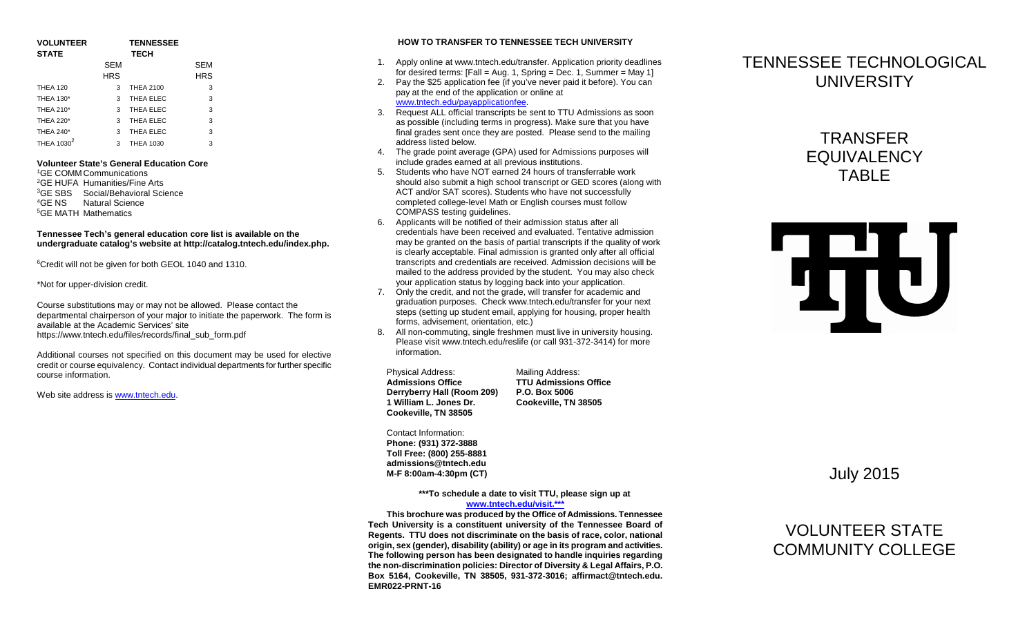| VOLUNTEER STATE | SEM HRS | TENNESSEE TECH | SEM HRS |
|---|---|---|---|
| THEA 120 | 3 | THEA 2100 | 3 |
| THEA 130* | 3 | THEA ELEC | 3 |
| THEA 210* | 3 | THEA ELEC | 3 |
| THEA 220* | 3 | THEA ELEC | 3 |
| THEA 240* | 3 | THEA ELEC | 3 |
| THEA 1030[2] | 3 | THEA 1030 | 3 |

**Volunteer State's General Education Core**

[1]GE COMM Communications
[2]GE HUFA Humanities/Fine Arts
[3]GE SBS Social/Behavioral Science
[4]GE NS Natural Science
[5]GE MATH Mathematics

**Tennessee Tech's general education core list is available on the undergraduate catalog's website at http://catalog.tntech.edu/index.php.**

[6]Credit will not be given for both GEOL 1040 and 1310.

*Not for upper-division credit.

Course substitutions may or may not be allowed. Please contact the departmental chairperson of your major to initiate the paperwork. The form is available at the Academic Services' site https://www.tntech.edu/files/records/final_sub_form.pdf

Additional courses not specified on this document may be used for elective credit or course equivalency. Contact individual departments for further specific course information.

Web site address is www.tntech.edu.

#### HOW TO TRANSFER TO TENNESSEE TECH UNIVERSITY

1. Apply online at www.tntech.edu/transfer. Application priority deadlines for desired terms: [Fall = Aug. 1, Spring = Dec. 1, Summer = May 1]
2. Pay the $25 application fee (if you've never paid it before). You can pay at the end of the application or online at www.tntech.edu/payapplicationfee.
3. Request ALL official transcripts be sent to TTU Admissions as soon as possible (including terms in progress). Make sure that you have final grades sent once they are posted. Please send to the mailing address listed below.
4. The grade point average (GPA) used for Admissions purposes will include grades earned at all previous institutions.
5. Students who have NOT earned 24 hours of transferrable work should also submit a high school transcript or GED scores (along with ACT and/or SAT scores). Students who have not successfully completed college-level Math or English courses must follow COMPASS testing guidelines.
6. Applicants will be notified of their admission status after all credentials have been received and evaluated. Tentative admission may be granted on the basis of partial transcripts if the quality of work is clearly acceptable. Final admission is granted only after all official transcripts and credentials are received. Admission decisions will be mailed to the address provided by the student. You may also check your application status by logging back into your application.
7. Only the credit, and not the grade, will transfer for academic and graduation purposes. Check www.tntech.edu/transfer for your next steps (setting up student email, applying for housing, proper health forms, advisement, orientation, etc.)
8. All non-commuting, single freshmen must live in university housing. Please visit www.tntech.edu/reslife (or call 931-372-3414) for more information.

Physical Address:
**Admissions Office**
**Derryberry Hall (Room 209)**
**1 William L. Jones Dr.**
**Cookeville, TN 38505**

Mailing Address:
**TTU Admissions Office**
**P.O. Box 5006**
**Cookeville, TN 38505**

Contact Information:
**Phone: (931) 372-3888**
**Toll Free: (800) 255-8881**
**admissions@tntech.edu**
**M-F 8:00am-4:30pm (CT)**

**\*\*\*To schedule a date to visit TTU, please sign up at www.tntech.edu/visit.\*\*\***

**This brochure was produced by the Office of Admissions. Tennessee Tech University is a constituent university of the Tennessee Board of Regents. TTU does not discriminate on the basis of race, color, national origin, sex (gender), disability (ability) or age in its program and activities. The following person has been designated to handle inquiries regarding the non-discrimination policies: Director of Diversity & Legal Affairs, P.O. Box 5164, Cookeville, TN 38505, 931-372-3016; affirmact@tntech.edu. EMR022-PRNT-16**

# TENNESSEE TECHNOLOGICAL UNIVERSITY

# TRANSFER EQUIVALENCY TABLE

TTU

July 2015

# VOLUNTEER STATE COMMUNITY COLLEGE